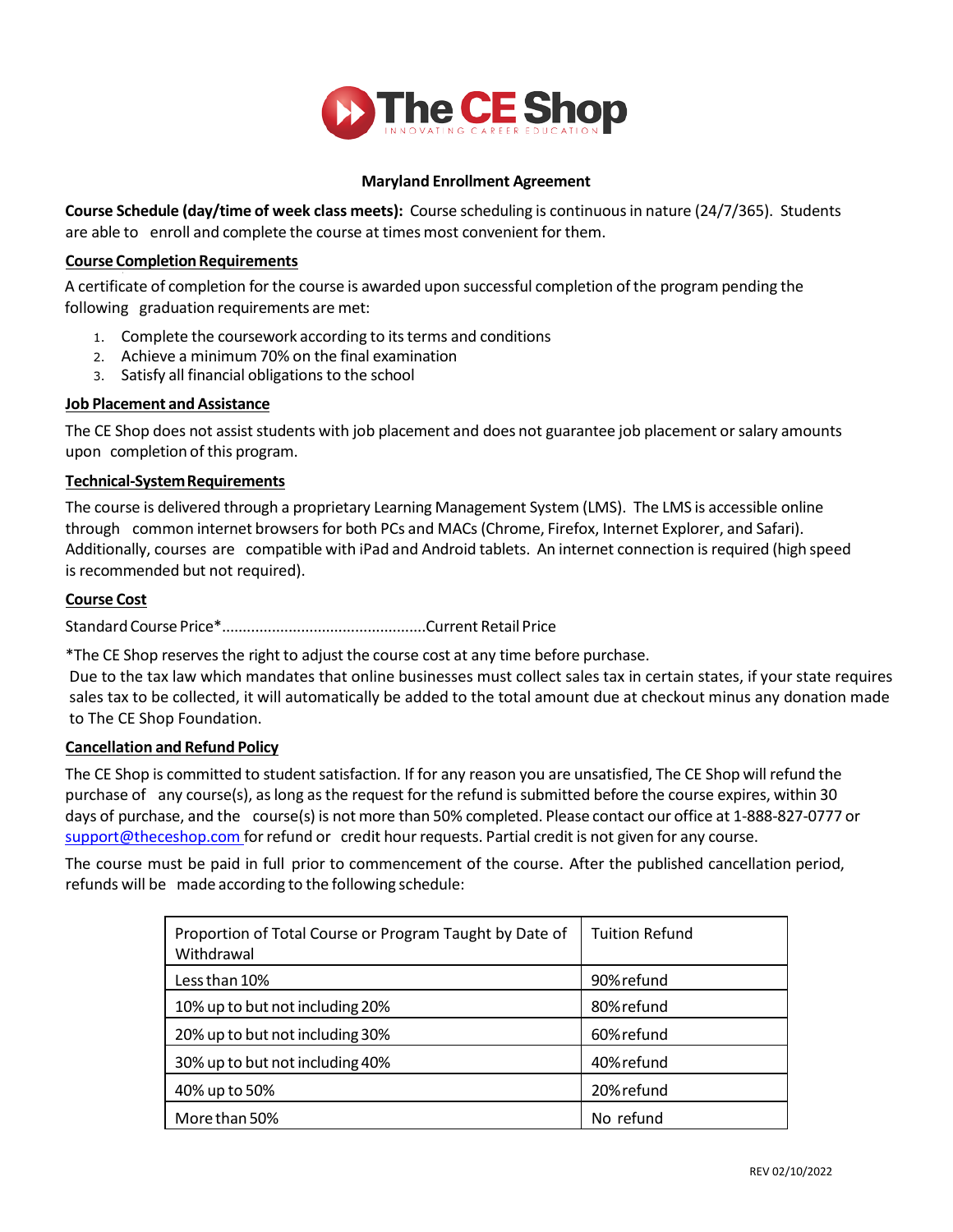# The CE Shop

INNOVATING CAREER EDUCATION

## Maryland Enrollment Agreement

**Course Schedule (day/time of week class meets):** Course scheduling is continuous in nature (24/7/365). Students are able to enroll and complete the course at times most convenient for them.

### Course Completion Requirements

A certificate of completion for the course is awarded upon successful completion of the program pending the following graduation requirements are met:

1. Complete the coursework according to its terms and conditions
2. Achieve a minimum 70% on the final examination
3. Satisfy all financial obligations to the school

### Job Placement and Assistance

The CE Shop does not assist students with job placement and does not guarantee job placement or salary amounts upon completion of this program.

### Technical-System Requirements

The course is delivered through a proprietary Learning Management System (LMS). The LMS is accessible online through common internet browsers for both PCs and MACs (Chrome, Firefox, Internet Explorer, and Safari). Additionally, courses are compatible with iPad and Android tablets. An internet connection is required (high speed is recommended but not required).

### Course Cost

Standard Course Price*................................................Current Retail Price

*The CE Shop reserves the right to adjust the course cost at any time before purchase.
Due to the tax law which mandates that online businesses must collect sales tax in certain states, if your state requires sales tax to be collected, it will automatically be added to the total amount due at checkout minus any donation made to The CE Shop Foundation.

### Cancellation and Refund Policy

The CE Shop is committed to student satisfaction. If for any reason you are unsatisfied, The CE Shop will refund the purchase of any course(s), as long as the request for the refund is submitted before the course expires, within 30 days of purchase, and the course(s) is not more than 50% completed. Please contact our office at 1-888-827-0777 or support@theceshop.com for refund or credit hour requests. Partial credit is not given for any course.

The course must be paid in full prior to commencement of the course. After the published cancellation period, refunds will be made according to the following schedule:

| Proportion of Total Course or Program Taught by Date of Withdrawal | Tuition Refund |
|---|---|
| Less than 10% | 90% refund |
| 10% up to but not including 20% | 80% refund |
| 20% up to but not including 30% | 60% refund |
| 30% up to but not including 40% | 40% refund |
| 40% up to 50% | 20% refund |
| More than 50% | No refund |

REV 02/10/2022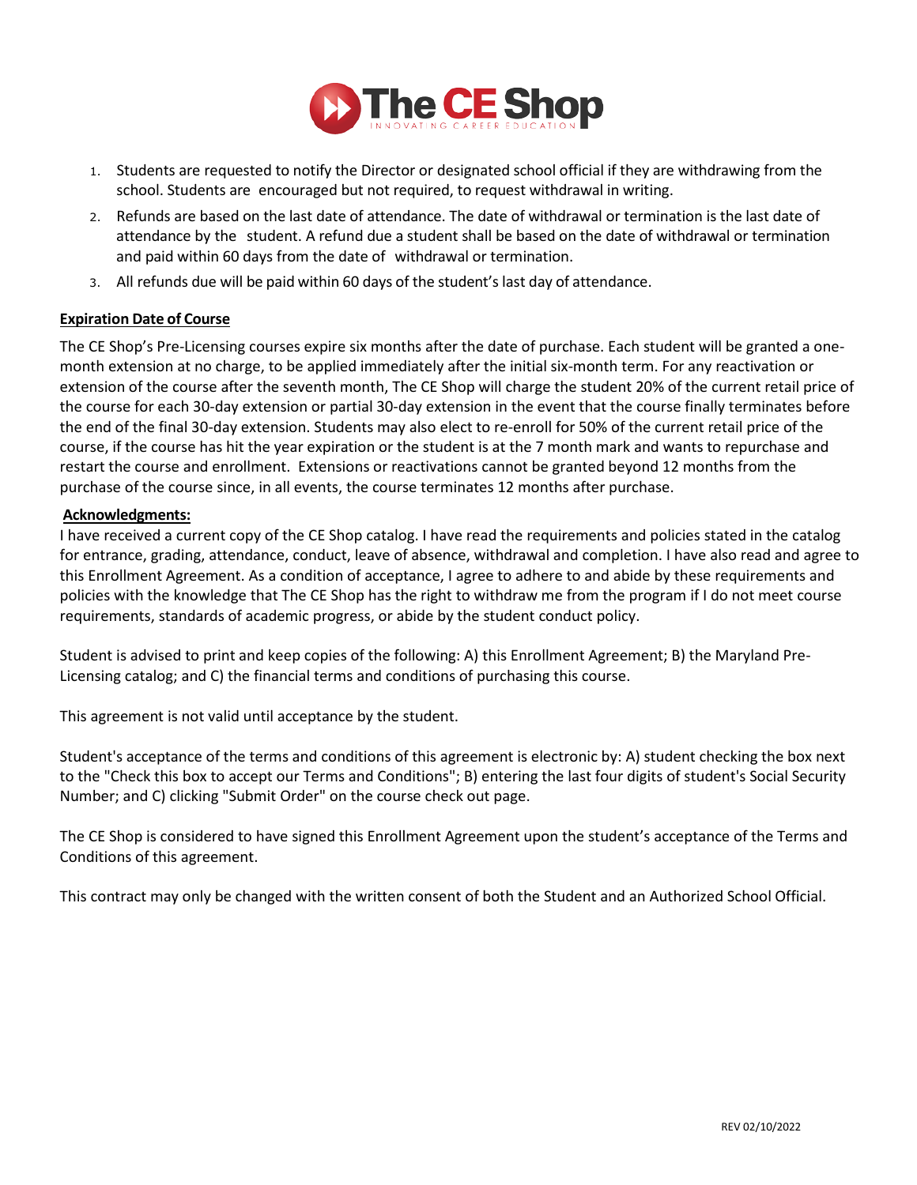1. Students are requested to notify the Director or designated school official if they are withdrawing from the school. Students are encouraged but not required, to request withdrawal in writing.
2. Refunds are based on the last date of attendance. The date of withdrawal or termination is the last date of attendance by the student. A refund due a student shall be based on the date of withdrawal or termination and paid within 60 days from the date of withdrawal or termination.
3. All refunds due will be paid within 60 days of the student's last day of attendance.

**Expiration Date of Course**

The CE Shop's Pre-Licensing courses expire six months after the date of purchase. Each student will be granted a one-month extension at no charge, to be applied immediately after the initial six-month term. For any reactivation or extension of the course after the seventh month, The CE Shop will charge the student 20% of the current retail price of the course for each 30-day extension or partial 30-day extension in the event that the course finally terminates before the end of the final 30-day extension. Students may also elect to re-enroll for 50% of the current retail price of the course, if the course has hit the year expiration or the student is at the 7 month mark and wants to repurchase and restart the course and enrollment. Extensions or reactivations cannot be granted beyond 12 months from the purchase of the course since, in all events, the course terminates 12 months after purchase.

**Acknowledgments:**

I have received a current copy of the CE Shop catalog. I have read the requirements and policies stated in the catalog for entrance, grading, attendance, conduct, leave of absence, withdrawal and completion. I have also read and agree to this Enrollment Agreement. As a condition of acceptance, I agree to adhere to and abide by these requirements and policies with the knowledge that The CE Shop has the right to withdraw me from the program if I do not meet course requirements, standards of academic progress, or abide by the student conduct policy.

Student is advised to print and keep copies of the following: A) this Enrollment Agreement; B) the Maryland Pre-Licensing catalog; and C) the financial terms and conditions of purchasing this course.

This agreement is not valid until acceptance by the student.

Student's acceptance of the terms and conditions of this agreement is electronic by: A) student checking the box next to the "Check this box to accept our Terms and Conditions"; B) entering the last four digits of student's Social Security Number; and C) clicking "Submit Order" on the course check out page.

The CE Shop is considered to have signed this Enrollment Agreement upon the student's acceptance of the Terms and Conditions of this agreement.

This contract may only be changed with the written consent of both the Student and an Authorized School Official.

REV 02/10/2022